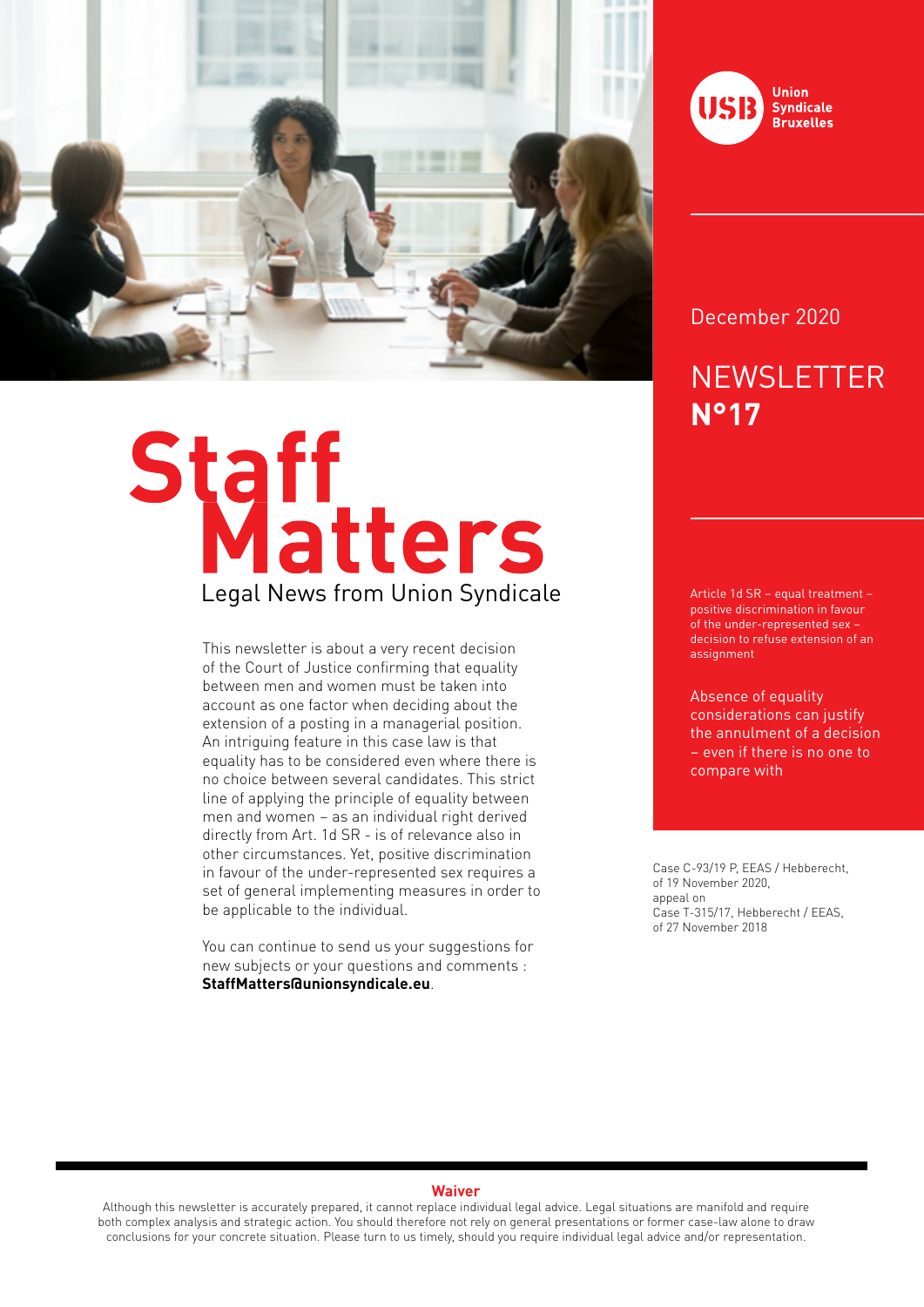Union Syndicale Bruxelles

December 2020

# NEWSLETTER N°17

# Staff Matters

## Legal News from Union Syndicale

This newsletter is about a very recent decision of the Court of Justice confirming that equality between men and women must be taken into account as one factor when deciding about the extension of a posting in a managerial position. An intriguing feature in this case law is that equality has to be considered even where there is no choice between several candidates. This strict line of applying the principle of equality between men and women – as an individual right derived directly from Art. 1d SR - is of relevance also in other circumstances. Yet, positive discrimination in favour of the under-represented sex requires a set of general implementing measures in order to be applicable to the individual.

You can continue to send us your suggestions for new subjects or your questions and comments : **StaffMatters@unionsyndicale.eu**.

Article 1d SR – equal treatment – positive discrimination in favour of the under-represented sex – decision to refuse extension of an assignment

Absence of equality considerations can justify the annulment of a decision – even if there is no one to compare with

Case C-93/19 P, EEAS / Hebberecht, of 19 November 2020, appeal on Case T-315/17, Hebberecht / EEAS, of 27 November 2018

**Waiver**

Although this newsletter is accurately prepared, it cannot replace individual legal advice. Legal situations are manifold and require both complex analysis and strategic action. You should therefore not rely on general presentations or former case-law alone to draw conclusions for your concrete situation. Please turn to us timely, should you require individual legal advice and/or representation.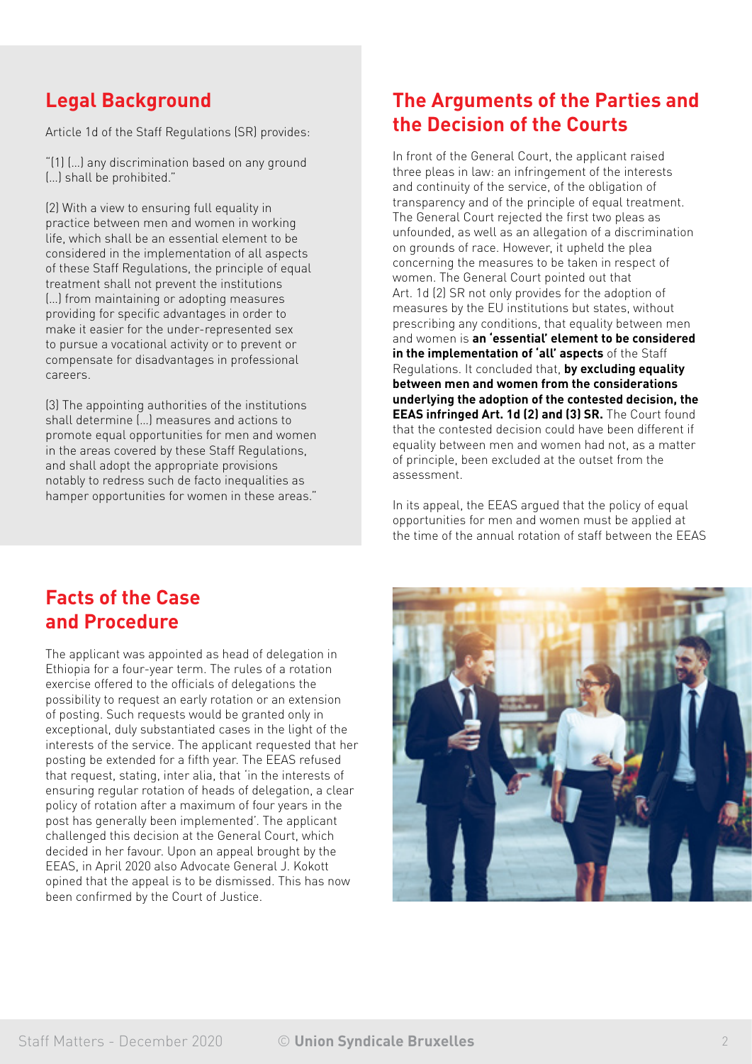## Legal Background

Article 1d of the Staff Regulations (SR) provides:

"(1) (...) any discrimination based on any ground (...) shall be prohibited."

(2) With a view to ensuring full equality in practice between men and women in working life, which shall be an essential element to be considered in the implementation of all aspects of these Staff Regulations, the principle of equal treatment shall not prevent the institutions (...) from maintaining or adopting measures providing for specific advantages in order to make it easier for the under-represented sex to pursue a vocational activity or to prevent or compensate for disadvantages in professional careers.

(3) The appointing authorities of the institutions shall determine (...) measures and actions to promote equal opportunities for men and women in the areas covered by these Staff Regulations, and shall adopt the appropriate provisions notably to redress such de facto inequalities as hamper opportunities for women in these areas."

## Facts of the Case and Procedure

The applicant was appointed as head of delegation in Ethiopia for a four-year term. The rules of a rotation exercise offered to the officials of delegations the possibility to request an early rotation or an extension of posting. Such requests would be granted only in exceptional, duly substantiated cases in the light of the interests of the service. The applicant requested that her posting be extended for a fifth year. The EEAS refused that request, stating, inter alia, that 'in the interests of ensuring regular rotation of heads of delegation, a clear policy of rotation after a maximum of four years in the post has generally been implemented'. The applicant challenged this decision at the General Court, which decided in her favour. Upon an appeal brought by the EEAS, in April 2020 also Advocate General J. Kokott opined that the appeal is to be dismissed. This has now been confirmed by the Court of Justice.

## The Arguments of the Parties and the Decision of the Courts

In front of the General Court, the applicant raised three pleas in law: an infringement of the interests and continuity of the service, of the obligation of transparency and of the principle of equal treatment. The General Court rejected the first two pleas as unfounded, as well as an allegation of a discrimination on grounds of race. However, it upheld the plea concerning the measures to be taken in respect of women. The General Court pointed out that Art. 1d (2) SR not only provides for the adoption of measures by the EU institutions but states, without prescribing any conditions, that equality between men and women is **an 'essential' element to be considered in the implementation of 'all' aspects** of the Staff Regulations. It concluded that, **by excluding equality between men and women from the considerations underlying the adoption of the contested decision, the EEAS infringed Art. 1d (2) and (3) SR.** The Court found that the contested decision could have been different if equality between men and women had not, as a matter of principle, been excluded at the outset from the assessment.

In its appeal, the EEAS argued that the policy of equal opportunities for men and women must be applied at the time of the annual rotation of staff between the EEAS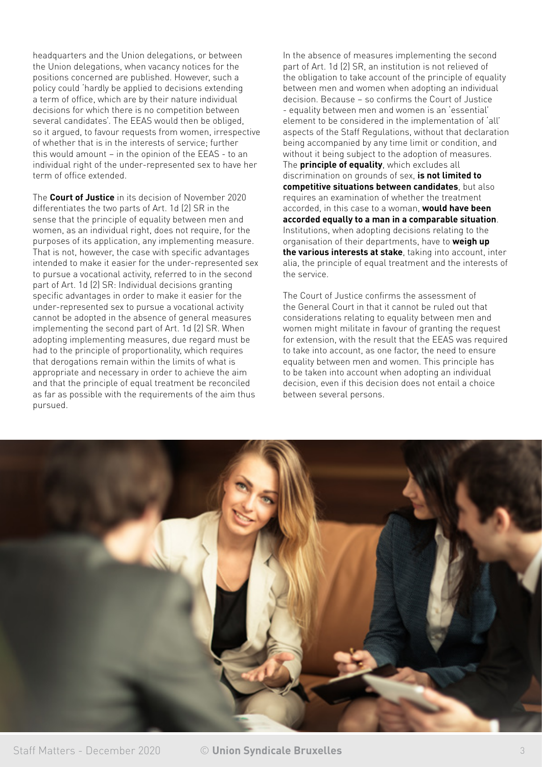headquarters and the Union delegations, or between the Union delegations, when vacancy notices for the positions concerned are published. However, such a policy could 'hardly be applied to decisions extending a term of office, which are by their nature individual decisions for which there is no competition between several candidates'. The EEAS would then be obliged, so it argued, to favour requests from women, irrespective of whether that is in the interests of service; further this would amount – in the opinion of the EEAS - to an individual right of the under-represented sex to have her term of office extended.

The **Court of Justice** in its decision of November 2020 differentiates the two parts of Art. 1d (2) SR in the sense that the principle of equality between men and women, as an individual right, does not require, for the purposes of its application, any implementing measure. That is not, however, the case with specific advantages intended to make it easier for the under-represented sex to pursue a vocational activity, referred to in the second part of Art. 1d (2) SR: Individual decisions granting specific advantages in order to make it easier for the under-represented sex to pursue a vocational activity cannot be adopted in the absence of general measures implementing the second part of Art. 1d (2) SR. When adopting implementing measures, due regard must be had to the principle of proportionality, which requires that derogations remain within the limits of what is appropriate and necessary in order to achieve the aim and that the principle of equal treatment be reconciled as far as possible with the requirements of the aim thus pursued.

In the absence of measures implementing the second part of Art. 1d (2) SR, an institution is not relieved of the obligation to take account of the principle of equality between men and women when adopting an individual decision. Because – so confirms the Court of Justice - equality between men and women is an 'essential' element to be considered in the implementation of 'all' aspects of the Staff Regulations, without that declaration being accompanied by any time limit or condition, and without it being subject to the adoption of measures. The **principle of equality**, which excludes all discrimination on grounds of sex, **is not limited to competitive situations between candidates**, but also requires an examination of whether the treatment accorded, in this case to a woman, **would have been accorded equally to a man in a comparable situation**. Institutions, when adopting decisions relating to the organisation of their departments, have to **weigh up the various interests at stake**, taking into account, inter alia, the principle of equal treatment and the interests of the service.

The Court of Justice confirms the assessment of the General Court in that it cannot be ruled out that considerations relating to equality between men and women might militate in favour of granting the request for extension, with the result that the EEAS was required to take into account, as one factor, the need to ensure equality between men and women. This principle has to be taken into account when adopting an individual decision, even if this decision does not entail a choice between several persons.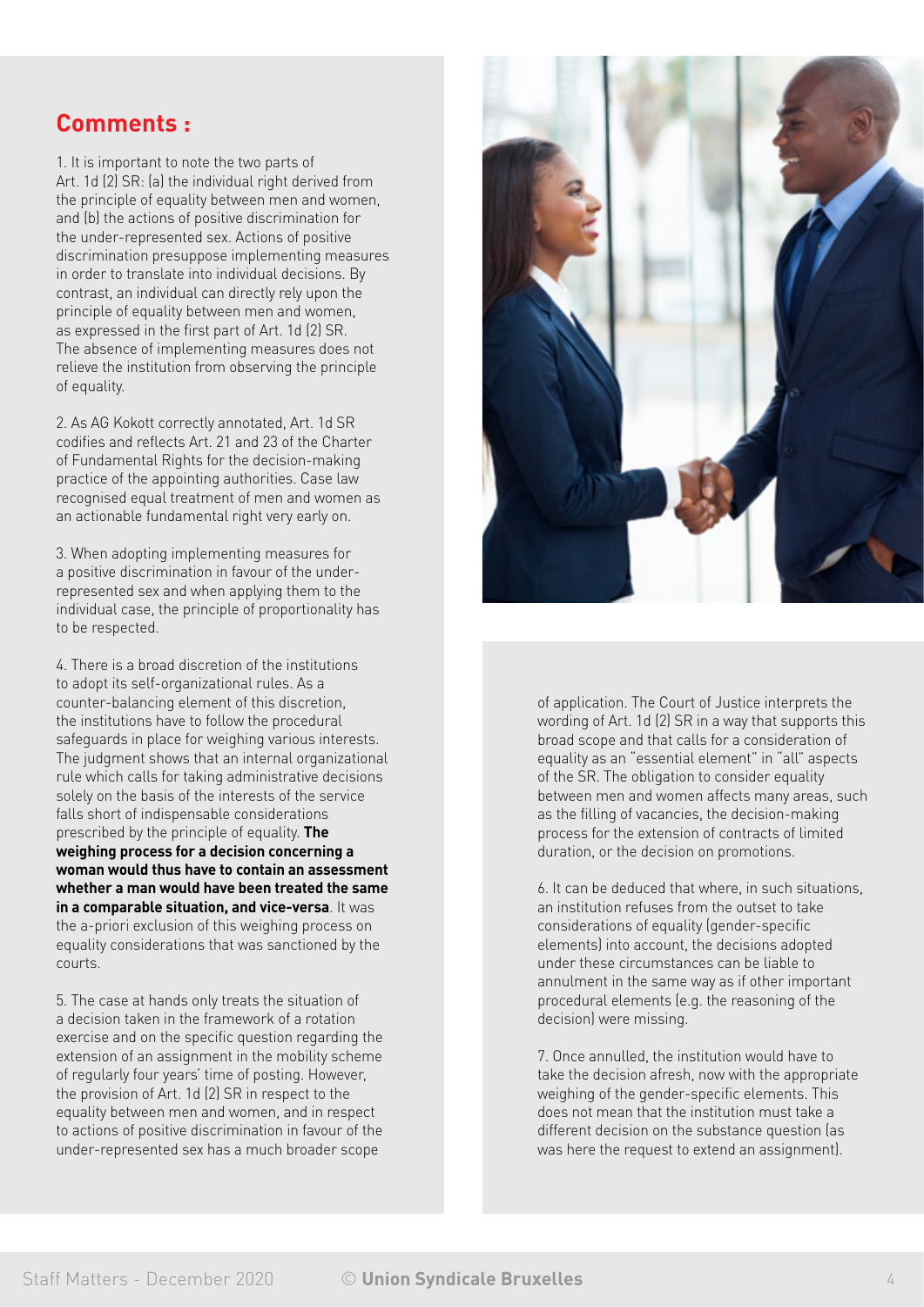## Comments :

1. It is important to note the two parts of Art. 1d (2) SR: (a) the individual right derived from the principle of equality between men and women, and (b) the actions of positive discrimination for the under-represented sex. Actions of positive discrimination presuppose implementing measures in order to translate into individual decisions. By contrast, an individual can directly rely upon the principle of equality between men and women, as expressed in the first part of Art. 1d (2) SR. The absence of implementing measures does not relieve the institution from observing the principle of equality.

2. As AG Kokott correctly annotated, Art. 1d SR codifies and reflects Art. 21 and 23 of the Charter of Fundamental Rights for the decision-making practice of the appointing authorities. Case law recognised equal treatment of men and women as an actionable fundamental right very early on.

3. When adopting implementing measures for a positive discrimination in favour of the under-represented sex and when applying them to the individual case, the principle of proportionality has to be respected.

4. There is a broad discretion of the institutions to adopt its self-organizational rules. As a counter-balancing element of this discretion, the institutions have to follow the procedural safeguards in place for weighing various interests. The judgment shows that an internal organizational rule which calls for taking administrative decisions solely on the basis of the interests of the service falls short of indispensable considerations prescribed by the principle of equality. **The weighing process for a decision concerning a woman would thus have to contain an assessment whether a man would have been treated the same in a comparable situation, and vice-versa**. It was the a-priori exclusion of this weighing process on equality considerations that was sanctioned by the courts.

5. The case at hands only treats the situation of a decision taken in the framework of a rotation exercise and on the specific question regarding the extension of an assignment in the mobility scheme of regularly four years' time of posting. However, the provision of Art. 1d (2) SR in respect to the equality between men and women, and in respect to actions of positive discrimination in favour of the under-represented sex has a much broader scope of application. The Court of Justice interprets the wording of Art. 1d (2) SR in a way that supports this broad scope and that calls for a consideration of equality as an "essential element" in "all" aspects of the SR. The obligation to consider equality between men and women affects many areas, such as the filling of vacancies, the decision-making process for the extension of contracts of limited duration, or the decision on promotions.

6. It can be deduced that where, in such situations, an institution refuses from the outset to take considerations of equality (gender-specific elements) into account, the decisions adopted under these circumstances can be liable to annulment in the same way as if other important procedural elements (e.g. the reasoning of the decision) were missing.

7. Once annulled, the institution would have to take the decision afresh, now with the appropriate weighing of the gender-specific elements. This does not mean that the institution must take a different decision on the substance question (as was here the request to extend an assignment).